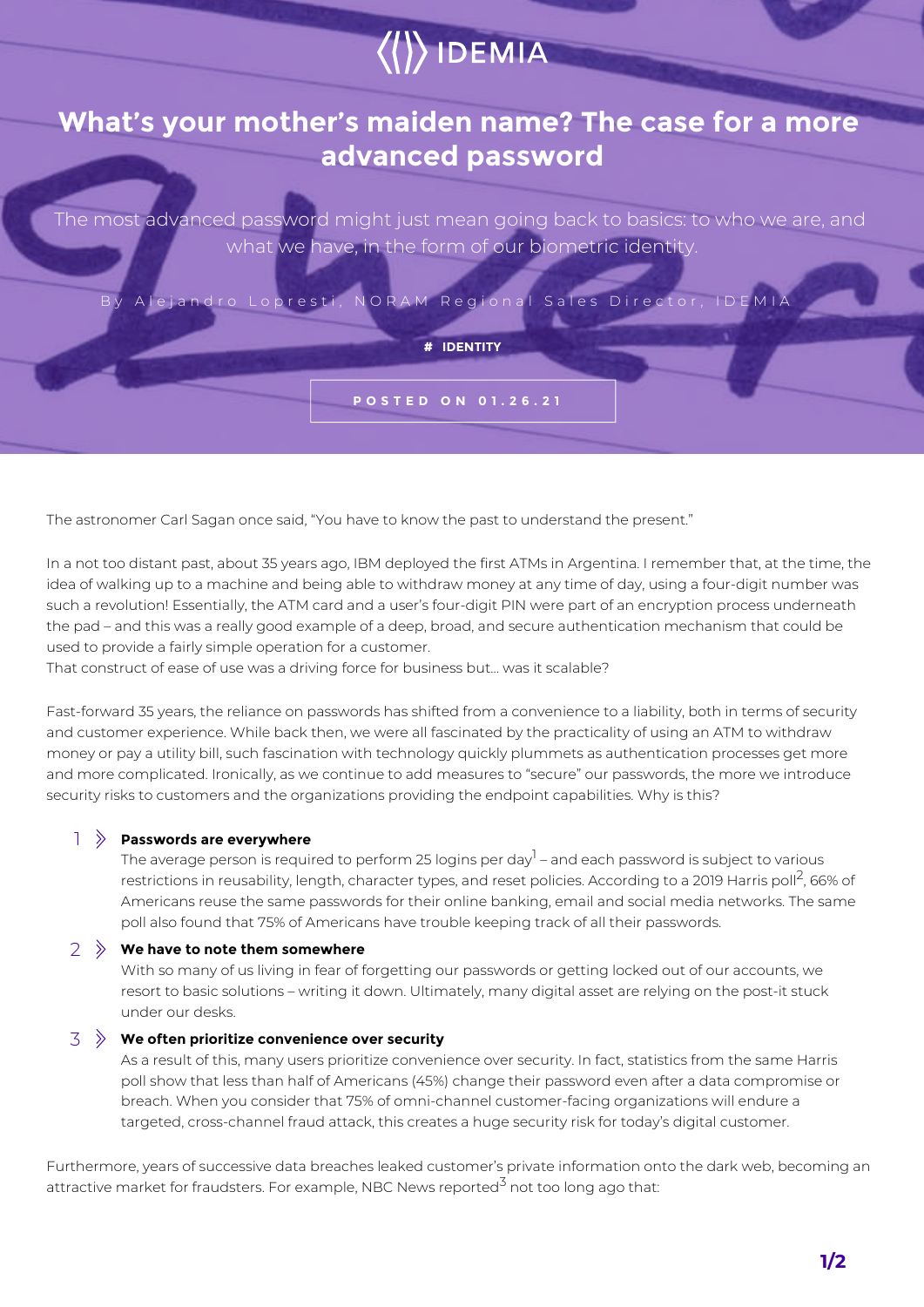IDEMIA

# What's your mother's maiden name? The case for a more advanced password

The most advanced password might just mean going back to basics: to who we are, and what we have, in the form of our biometric identity.

By Alejandro Lopresti, NORAM Regional Sales Director, IDEMIA

# IDENTITY

POSTED ON 01.26.21

The astronomer Carl Sagan once said, "You have to know the past to understand the present."

In a not too distant past, about 35 years ago, IBM deployed the first ATMs in Argentina. I remember that, at the time, the idea of walking up to a machine and being able to withdraw money at any time of day, using a four-digit number was such a revolution! Essentially, the ATM card and a user's four-digit PIN were part of an encryption process underneath the pad – and this was a really good example of a deep, broad, and secure authentication mechanism that could be used to provide a fairly simple operation for a customer.
That construct of ease of use was a driving force for business but… was it scalable?

Fast-forward 35 years, the reliance on passwords has shifted from a convenience to a liability, both in terms of security and customer experience. While back then, we were all fascinated by the practicality of using an ATM to withdraw money or pay a utility bill, such fascination with technology quickly plummets as authentication processes get more and more complicated. Ironically, as we continue to add measures to "secure" our passwords, the more we introduce security risks to customers and the organizations providing the endpoint capabilities. Why is this?

1. **Passwords are everywhere**
   The average person is required to perform 25 logins per day[1] – and each password is subject to various restrictions in reusability, length, character types, and reset policies. According to a 2019 Harris poll[2], 66% of Americans reuse the same passwords for their online banking, email and social media networks. The same poll also found that 75% of Americans have trouble keeping track of all their passwords.

2. **We have to note them somewhere**
   With so many of us living in fear of forgetting our passwords or getting locked out of our accounts, we resort to basic solutions – writing it down. Ultimately, many digital asset are relying on the post-it stuck under our desks.

3. **We often prioritize convenience over security**
   As a result of this, many users prioritize convenience over security. In fact, statistics from the same Harris poll show that less than half of Americans (45%) change their password even after a data compromise or breach. When you consider that 75% of omni-channel customer-facing organizations will endure a targeted, cross-channel fraud attack, this creates a huge security risk for today's digital customer.

Furthermore, years of successive data breaches leaked customer's private information onto the dark web, becoming an attractive market for fraudsters. For example, NBC News reported[3] not too long ago that: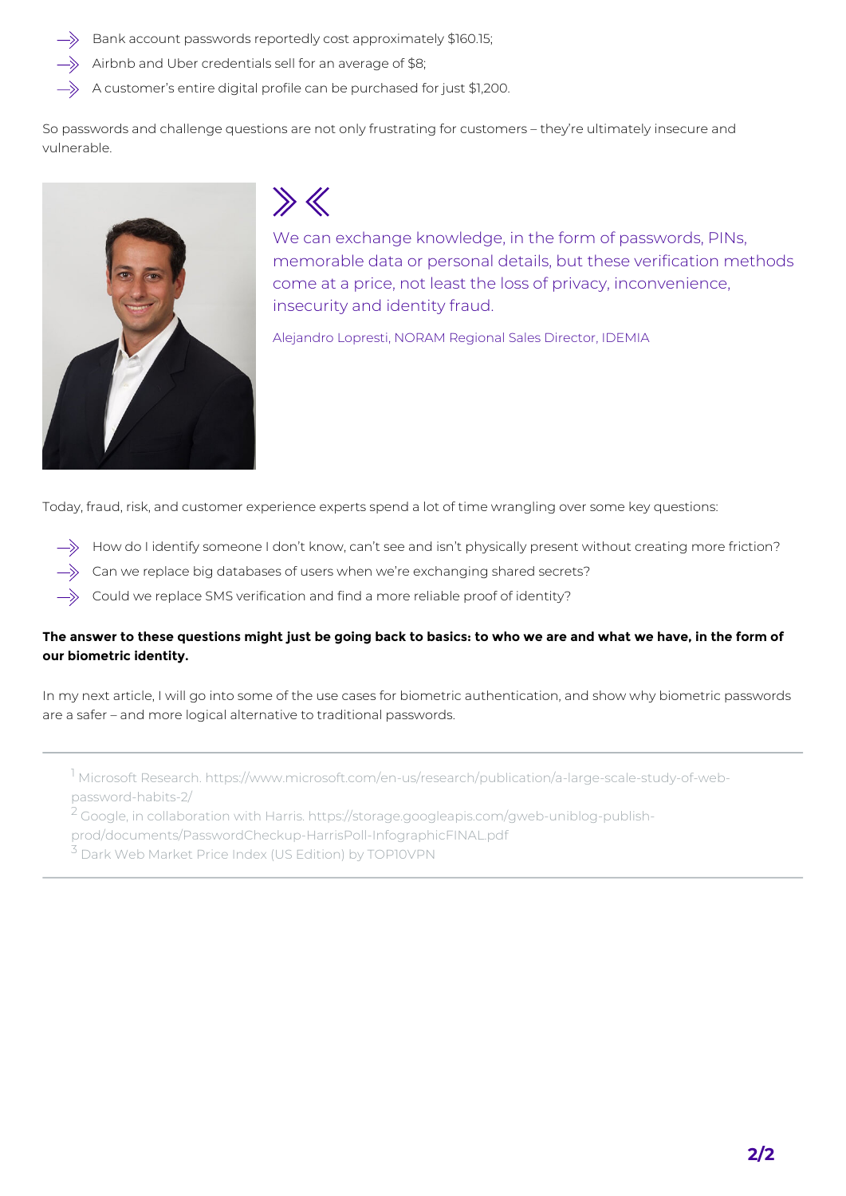- Bank account passwords reportedly cost approximately $160.15;
- Airbnb and Uber credentials sell for an average of $8;
- A customer's entire digital profile can be purchased for just $1,200.

So passwords and challenge questions are not only frustrating for customers – they're ultimately insecure and vulnerable.

> We can exchange knowledge, in the form of passwords, PINs, memorable data or personal details, but these verification methods come at a price, not least the loss of privacy, inconvenience, insecurity and identity fraud.
>
> Alejandro Lopresti, NORAM Regional Sales Director, IDEMIA

Today, fraud, risk, and customer experience experts spend a lot of time wrangling over some key questions:

- How do I identify someone I don't know, can't see and isn't physically present without creating more friction?
- Can we replace big databases of users when we're exchanging shared secrets?
- Could we replace SMS verification and find a more reliable proof of identity?

**The answer to these questions might just be going back to basics: to who we are and what we have, in the form of our biometric identity.**

In my next article, I will go into some of the use cases for biometric authentication, and show why biometric passwords are a safer – and more logical alternative to traditional passwords.

---

[1] Microsoft Research. https://www.microsoft.com/en-us/research/publication/a-large-scale-study-of-web-password-habits-2/

[2] Google, in collaboration with Harris. https://storage.googleapis.com/gweb-uniblog-publish-prod/documents/PasswordCheckup-HarrisPoll-InfographicFINAL.pdf

[3] Dark Web Market Price Index (US Edition) by TOP10VPN